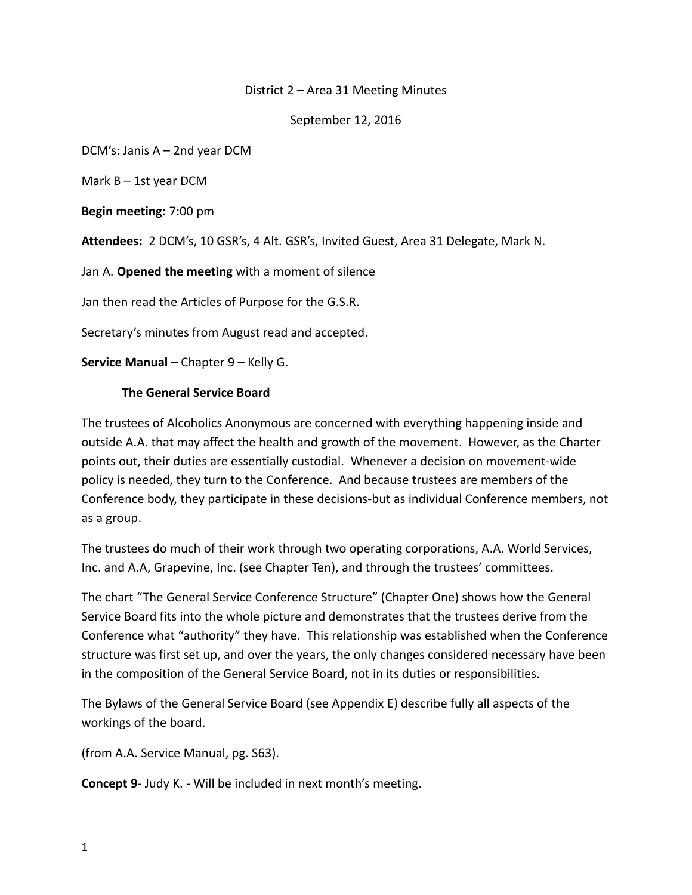District 2 – Area 31 Meeting Minutes

September 12, 2016

DCM's: Janis A – 2nd year DCM

Mark B – 1st year DCM

**Begin meeting:** 7:00 pm

**Attendees:** 2 DCM's, 10 GSR's, 4 Alt. GSR's, Invited Guest, Area 31 Delegate, Mark N.

Jan A. **Opened the meeting** with a moment of silence

Jan then read the Articles of Purpose for the G.S.R.

Secretary's minutes from August read and accepted.

**Service Manual** – Chapter 9 – Kelly G.

**The General Service Board**

The trustees of Alcoholics Anonymous are concerned with everything happening inside and outside A.A. that may affect the health and growth of the movement. However, as the Charter points out, their duties are essentially custodial. Whenever a decision on movement-wide policy is needed, they turn to the Conference. And because trustees are members of the Conference body, they participate in these decisions-but as individual Conference members, not as a group.

The trustees do much of their work through two operating corporations, A.A. World Services, Inc. and A.A, Grapevine, Inc. (see Chapter Ten), and through the trustees' committees.

The chart "The General Service Conference Structure" (Chapter One) shows how the General Service Board fits into the whole picture and demonstrates that the trustees derive from the Conference what "authority" they have. This relationship was established when the Conference structure was first set up, and over the years, the only changes considered necessary have been in the composition of the General Service Board, not in its duties or responsibilities.

The Bylaws of the General Service Board (see Appendix E) describe fully all aspects of the workings of the board.

(from A.A. Service Manual, pg. S63).

**Concept 9**- Judy K. - Will be included in next month's meeting.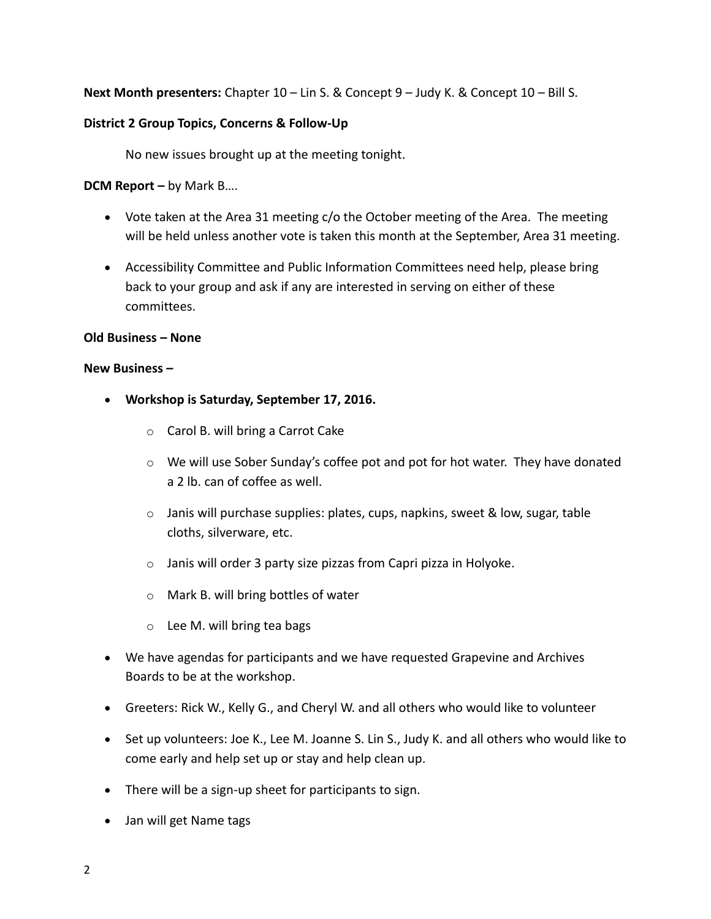**Next Month presenters:** Chapter 10 – Lin S. & Concept 9 – Judy K. & Concept 10 – Bill S.

**District 2 Group Topics, Concerns & Follow-Up**

No new issues brought up at the meeting tonight.

**DCM Report –** by Mark B….

- Vote taken at the Area 31 meeting c/o the October meeting of the Area. The meeting will be held unless another vote is taken this month at the September, Area 31 meeting.
- Accessibility Committee and Public Information Committees need help, please bring back to your group and ask if any are interested in serving on either of these committees.

**Old Business – None**

**New Business –**

- **Workshop is Saturday, September 17, 2016.**
  - Carol B. will bring a Carrot Cake
  - We will use Sober Sunday's coffee pot and pot for hot water. They have donated a 2 lb. can of coffee as well.
  - Janis will purchase supplies: plates, cups, napkins, sweet & low, sugar, table cloths, silverware, etc.
  - Janis will order 3 party size pizzas from Capri pizza in Holyoke.
  - Mark B. will bring bottles of water
  - Lee M. will bring tea bags
- We have agendas for participants and we have requested Grapevine and Archives Boards to be at the workshop.
- Greeters: Rick W., Kelly G., and Cheryl W. and all others who would like to volunteer
- Set up volunteers: Joe K., Lee M. Joanne S. Lin S., Judy K. and all others who would like to come early and help set up or stay and help clean up.
- There will be a sign-up sheet for participants to sign.
- Jan will get Name tags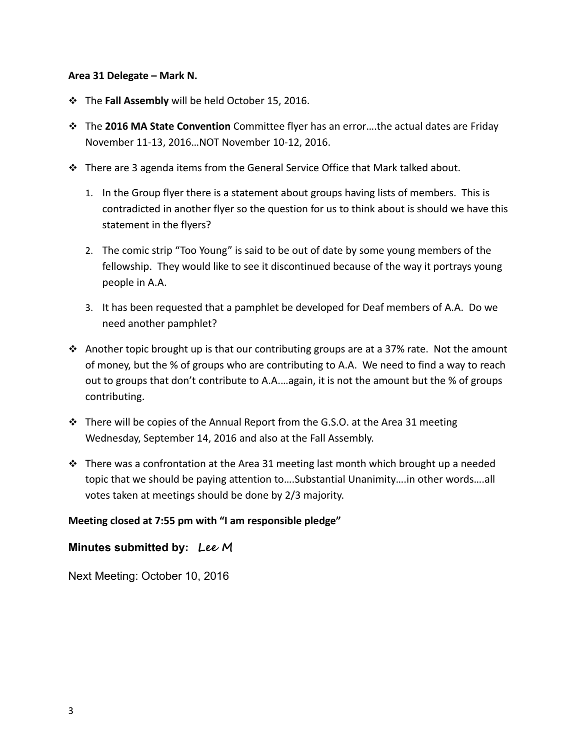**Area 31 Delegate – Mark N.**

- The **Fall Assembly** will be held October 15, 2016.
- The **2016 MA State Convention** Committee flyer has an error….the actual dates are Friday November 11-13, 2016…NOT November 10-12, 2016.
- There are 3 agenda items from the General Service Office that Mark talked about.
  1. In the Group flyer there is a statement about groups having lists of members. This is contradicted in another flyer so the question for us to think about is should we have this statement in the flyers?
  2. The comic strip "Too Young" is said to be out of date by some young members of the fellowship. They would like to see it discontinued because of the way it portrays young people in A.A.
  3. It has been requested that a pamphlet be developed for Deaf members of A.A. Do we need another pamphlet?
- Another topic brought up is that our contributing groups are at a 37% rate. Not the amount of money, but the % of groups who are contributing to A.A. We need to find a way to reach out to groups that don't contribute to A.A.…again, it is not the amount but the % of groups contributing.
- There will be copies of the Annual Report from the G.S.O. at the Area 31 meeting Wednesday, September 14, 2016 and also at the Fall Assembly.
- There was a confrontation at the Area 31 meeting last month which brought up a needed topic that we should be paying attention to….Substantial Unanimity….in other words….all votes taken at meetings should be done by 2/3 majority.

**Meeting closed at 7:55 pm with "I am responsible pledge"**

**Minutes submitted by:** Lee M

Next Meeting: October 10, 2016